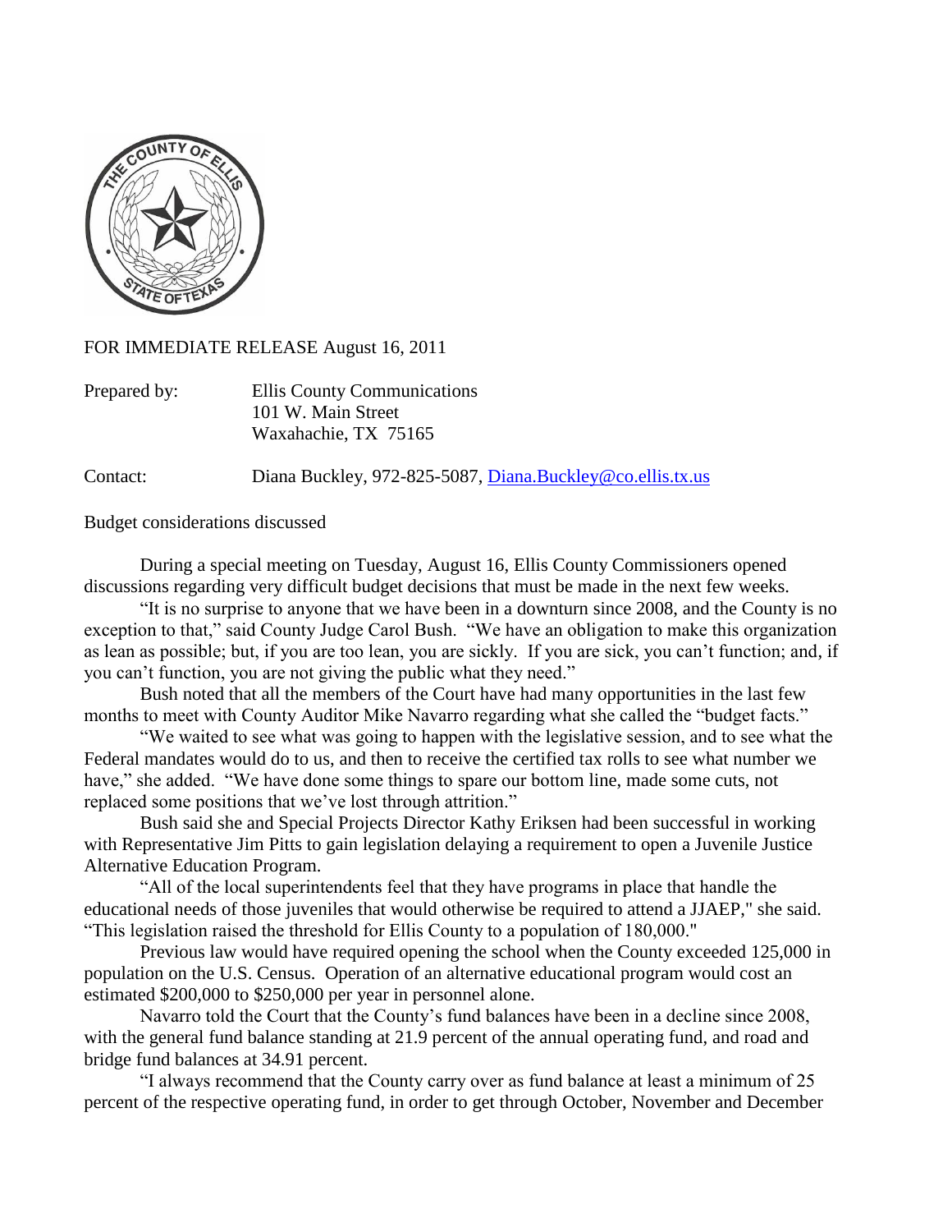FOR IMMEDIATE RELEASE August 16, 2011

Prepared by: Ellis County Communications
101 W. Main Street
Waxahachie, TX 75165

Contact: Diana Buckley, 972-825-5087, [Diana.Buckley@co.ellis.tx.us](mailto:Diana.Buckley@co.ellis.tx.us)

Budget considerations discussed

During a special meeting on Tuesday, August 16, Ellis County Commissioners opened discussions regarding very difficult budget decisions that must be made in the next few weeks.

"It is no surprise to anyone that we have been in a downturn since 2008, and the County is no exception to that," said County Judge Carol Bush. "We have an obligation to make this organization as lean as possible; but, if you are too lean, you are sickly. If you are sick, you can't function; and, if you can't function, you are not giving the public what they need."

Bush noted that all the members of the Court have had many opportunities in the last few months to meet with County Auditor Mike Navarro regarding what she called the "budget facts."

"We waited to see what was going to happen with the legislative session, and to see what the Federal mandates would do to us, and then to receive the certified tax rolls to see what number we have," she added. "We have done some things to spare our bottom line, made some cuts, not replaced some positions that we've lost through attrition."

Bush said she and Special Projects Director Kathy Eriksen had been successful in working with Representative Jim Pitts to gain legislation delaying a requirement to open a Juvenile Justice Alternative Education Program.

"All of the local superintendents feel that they have programs in place that handle the educational needs of those juveniles that would otherwise be required to attend a JJAEP," she said. "This legislation raised the threshold for Ellis County to a population of 180,000."

Previous law would have required opening the school when the County exceeded 125,000 in population on the U.S. Census. Operation of an alternative educational program would cost an estimated $200,000 to $250,000 per year in personnel alone.

Navarro told the Court that the County's fund balances have been in a decline since 2008, with the general fund balance standing at 21.9 percent of the annual operating fund, and road and bridge fund balances at 34.91 percent.

"I always recommend that the County carry over as fund balance at least a minimum of 25 percent of the respective operating fund, in order to get through October, November and December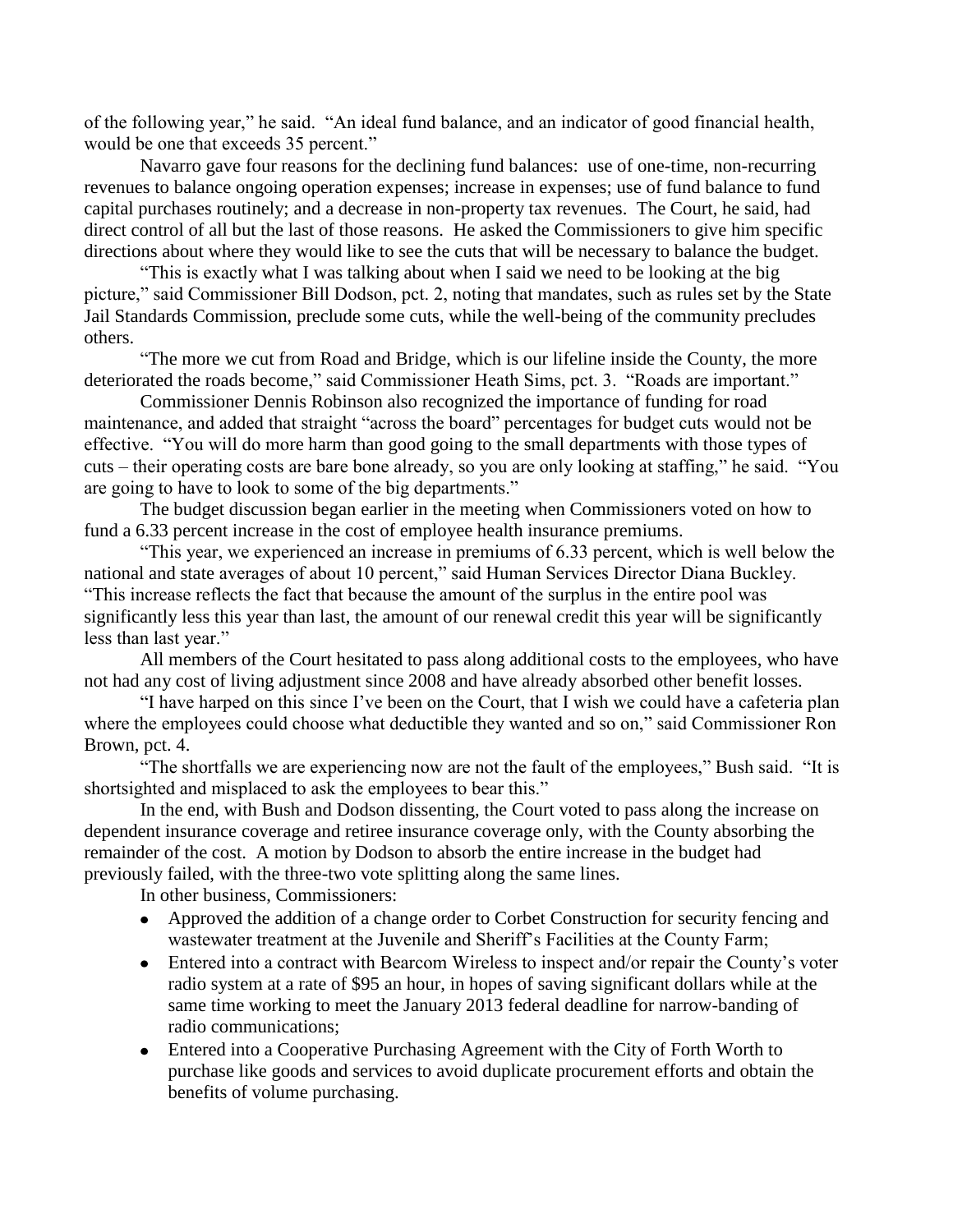of the following year," he said. "An ideal fund balance, and an indicator of good financial health, would be one that exceeds 35 percent."

Navarro gave four reasons for the declining fund balances: use of one-time, non-recurring revenues to balance ongoing operation expenses; increase in expenses; use of fund balance to fund capital purchases routinely; and a decrease in non-property tax revenues. The Court, he said, had direct control of all but the last of those reasons. He asked the Commissioners to give him specific directions about where they would like to see the cuts that will be necessary to balance the budget.

"This is exactly what I was talking about when I said we need to be looking at the big picture," said Commissioner Bill Dodson, pct. 2, noting that mandates, such as rules set by the State Jail Standards Commission, preclude some cuts, while the well-being of the community precludes others.

"The more we cut from Road and Bridge, which is our lifeline inside the County, the more deteriorated the roads become," said Commissioner Heath Sims, pct. 3. "Roads are important."

Commissioner Dennis Robinson also recognized the importance of funding for road maintenance, and added that straight "across the board" percentages for budget cuts would not be effective. "You will do more harm than good going to the small departments with those types of cuts – their operating costs are bare bone already, so you are only looking at staffing," he said. "You are going to have to look to some of the big departments."

The budget discussion began earlier in the meeting when Commissioners voted on how to fund a 6.33 percent increase in the cost of employee health insurance premiums.

"This year, we experienced an increase in premiums of 6.33 percent, which is well below the national and state averages of about 10 percent," said Human Services Director Diana Buckley. "This increase reflects the fact that because the amount of the surplus in the entire pool was significantly less this year than last, the amount of our renewal credit this year will be significantly less than last year."

All members of the Court hesitated to pass along additional costs to the employees, who have not had any cost of living adjustment since 2008 and have already absorbed other benefit losses.

"I have harped on this since I've been on the Court, that I wish we could have a cafeteria plan where the employees could choose what deductible they wanted and so on," said Commissioner Ron Brown, pct. 4.

"The shortfalls we are experiencing now are not the fault of the employees," Bush said. "It is shortsighted and misplaced to ask the employees to bear this."

In the end, with Bush and Dodson dissenting, the Court voted to pass along the increase on dependent insurance coverage and retiree insurance coverage only, with the County absorbing the remainder of the cost. A motion by Dodson to absorb the entire increase in the budget had previously failed, with the three-two vote splitting along the same lines.

In other business, Commissioners:

- Approved the addition of a change order to Corbet Construction for security fencing and wastewater treatment at the Juvenile and Sheriff's Facilities at the County Farm;
- Entered into a contract with Bearcom Wireless to inspect and/or repair the County's voter radio system at a rate of $95 an hour, in hopes of saving significant dollars while at the same time working to meet the January 2013 federal deadline for narrow-banding of radio communications;
- Entered into a Cooperative Purchasing Agreement with the City of Forth Worth to purchase like goods and services to avoid duplicate procurement efforts and obtain the benefits of volume purchasing.